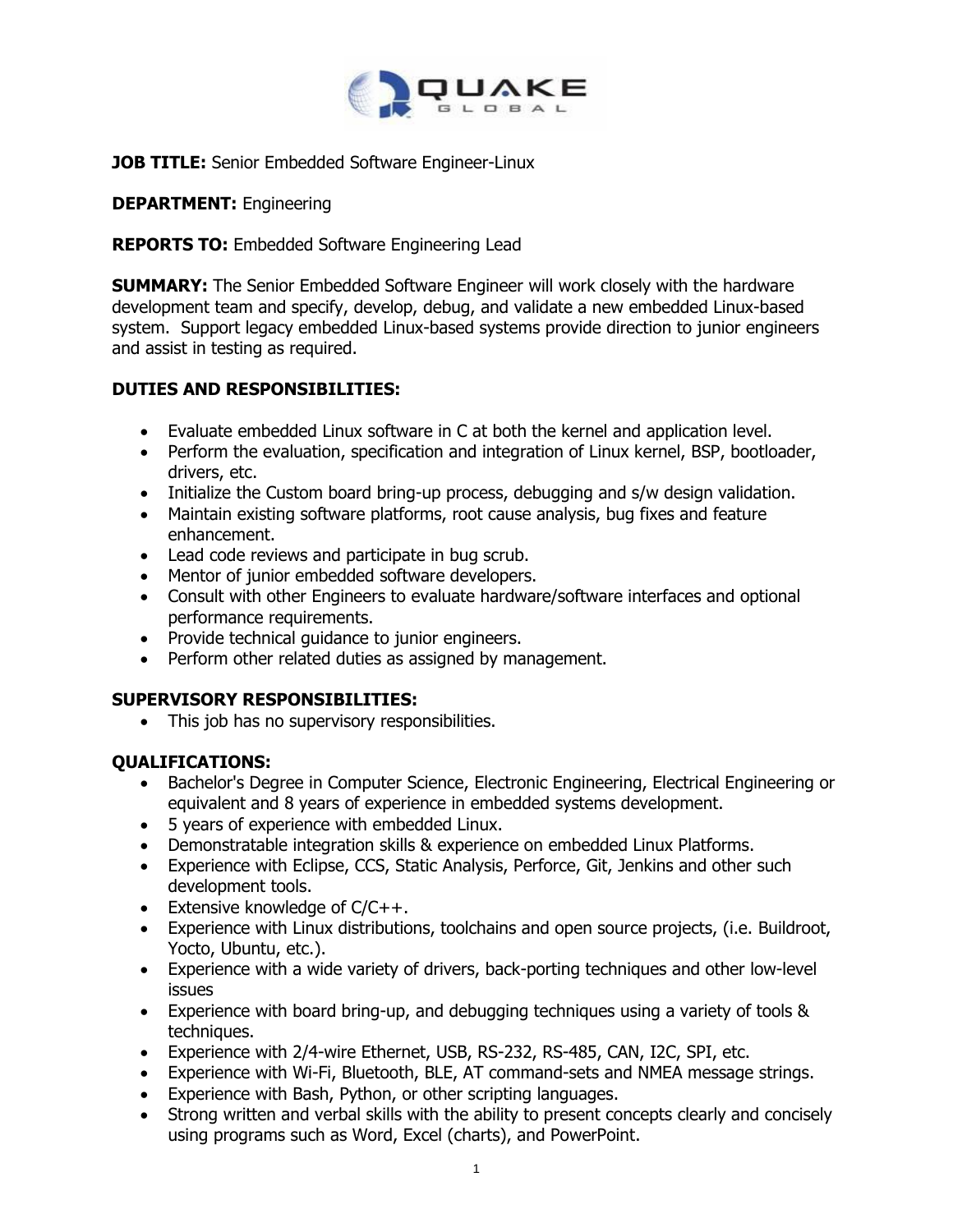**JOB TITLE:** Senior Embedded Software Engineer-Linux

**DEPARTMENT:** Engineering

**REPORTS TO:** Embedded Software Engineering Lead

**SUMMARY:** The Senior Embedded Software Engineer will work closely with the hardware development team and specify, develop, debug, and validate a new embedded Linux-based system. Support legacy embedded Linux-based systems provide direction to junior engineers and assist in testing as required.

**DUTIES AND RESPONSIBILITIES:**

- Evaluate embedded Linux software in C at both the kernel and application level.
- Perform the evaluation, specification and integration of Linux kernel, BSP, bootloader, drivers, etc.
- Initialize the Custom board bring-up process, debugging and s/w design validation.
- Maintain existing software platforms, root cause analysis, bug fixes and feature enhancement.
- Lead code reviews and participate in bug scrub.
- Mentor of junior embedded software developers.
- Consult with other Engineers to evaluate hardware/software interfaces and optional performance requirements.
- Provide technical guidance to junior engineers.
- Perform other related duties as assigned by management.

**SUPERVISORY RESPONSIBILITIES:**

- This job has no supervisory responsibilities.

**QUALIFICATIONS:**

- Bachelor's Degree in Computer Science, Electronic Engineering, Electrical Engineering or equivalent and 8 years of experience in embedded systems development.
- 5 years of experience with embedded Linux.
- Demonstratable integration skills & experience on embedded Linux Platforms.
- Experience with Eclipse, CCS, Static Analysis, Perforce, Git, Jenkins and other such development tools.
- Extensive knowledge of C/C++.
- Experience with Linux distributions, toolchains and open source projects, (i.e. Buildroot, Yocto, Ubuntu, etc.).
- Experience with a wide variety of drivers, back-porting techniques and other low-level issues
- Experience with board bring-up, and debugging techniques using a variety of tools & techniques.
- Experience with 2/4-wire Ethernet, USB, RS-232, RS-485, CAN, I2C, SPI, etc.
- Experience with Wi-Fi, Bluetooth, BLE, AT command-sets and NMEA message strings.
- Experience with Bash, Python, or other scripting languages.
- Strong written and verbal skills with the ability to present concepts clearly and concisely using programs such as Word, Excel (charts), and PowerPoint.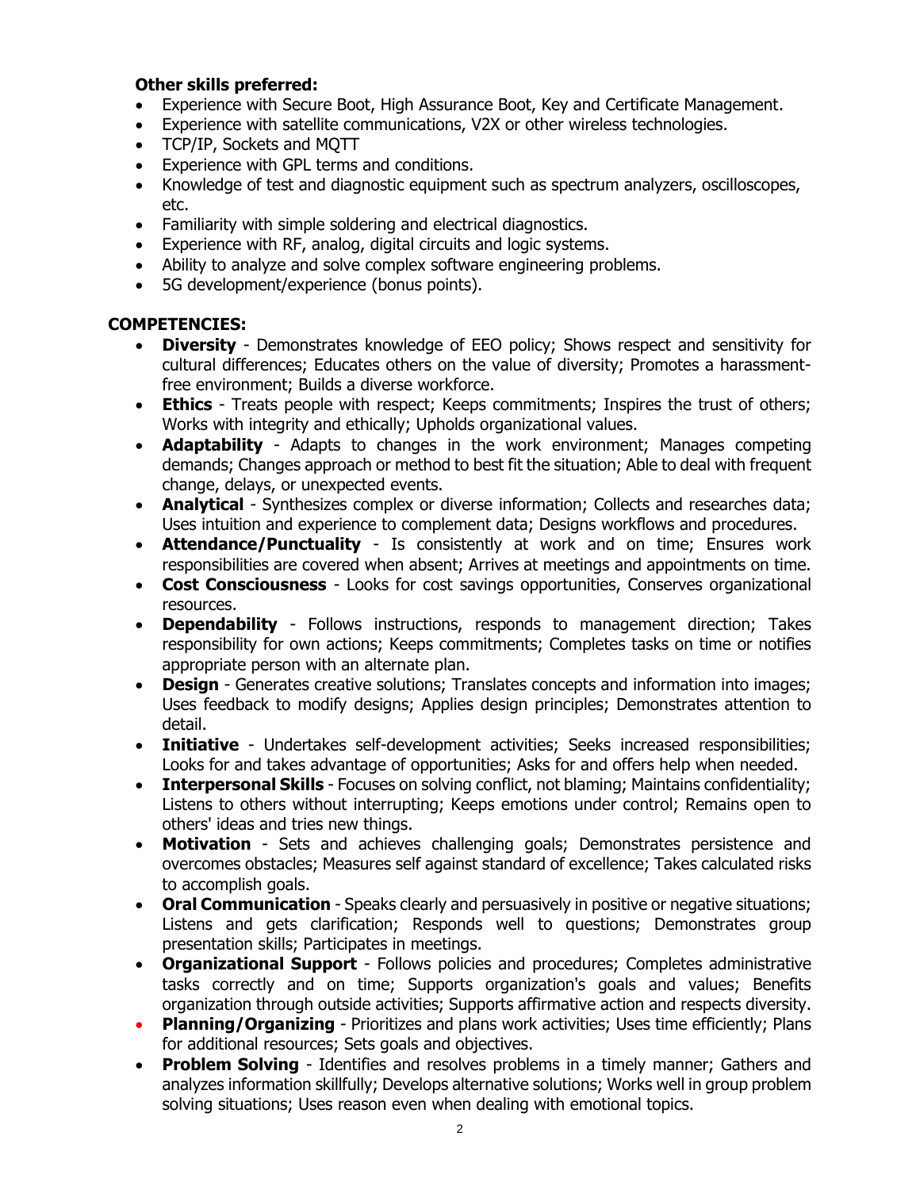**Other skills preferred:**

- Experience with Secure Boot, High Assurance Boot, Key and Certificate Management.
- Experience with satellite communications, V2X or other wireless technologies.
- TCP/IP, Sockets and MQTT
- Experience with GPL terms and conditions.
- Knowledge of test and diagnostic equipment such as spectrum analyzers, oscilloscopes, etc.
- Familiarity with simple soldering and electrical diagnostics.
- Experience with RF, analog, digital circuits and logic systems.
- Ability to analyze and solve complex software engineering problems.
- 5G development/experience (bonus points).

**COMPETENCIES:**

- **Diversity** - Demonstrates knowledge of EEO policy; Shows respect and sensitivity for cultural differences; Educates others on the value of diversity; Promotes a harassment-free environment; Builds a diverse workforce.
- **Ethics** - Treats people with respect; Keeps commitments; Inspires the trust of others; Works with integrity and ethically; Upholds organizational values.
- **Adaptability** - Adapts to changes in the work environment; Manages competing demands; Changes approach or method to best fit the situation; Able to deal with frequent change, delays, or unexpected events.
- **Analytical** - Synthesizes complex or diverse information; Collects and researches data; Uses intuition and experience to complement data; Designs workflows and procedures.
- **Attendance/Punctuality** - Is consistently at work and on time; Ensures work responsibilities are covered when absent; Arrives at meetings and appointments on time.
- **Cost Consciousness** - Looks for cost savings opportunities, Conserves organizational resources.
- **Dependability** - Follows instructions, responds to management direction; Takes responsibility for own actions; Keeps commitments; Completes tasks on time or notifies appropriate person with an alternate plan.
- **Design** - Generates creative solutions; Translates concepts and information into images; Uses feedback to modify designs; Applies design principles; Demonstrates attention to detail.
- **Initiative** - Undertakes self-development activities; Seeks increased responsibilities; Looks for and takes advantage of opportunities; Asks for and offers help when needed.
- **Interpersonal Skills** - Focuses on solving conflict, not blaming; Maintains confidentiality; Listens to others without interrupting; Keeps emotions under control; Remains open to others' ideas and tries new things.
- **Motivation** - Sets and achieves challenging goals; Demonstrates persistence and overcomes obstacles; Measures self against standard of excellence; Takes calculated risks to accomplish goals.
- **Oral Communication** - Speaks clearly and persuasively in positive or negative situations; Listens and gets clarification; Responds well to questions; Demonstrates group presentation skills; Participates in meetings.
- **Organizational Support** - Follows policies and procedures; Completes administrative tasks correctly and on time; Supports organization's goals and values; Benefits organization through outside activities; Supports affirmative action and respects diversity.
- **Planning/Organizing** - Prioritizes and plans work activities; Uses time efficiently; Plans for additional resources; Sets goals and objectives.
- **Problem Solving** - Identifies and resolves problems in a timely manner; Gathers and analyzes information skillfully; Develops alternative solutions; Works well in group problem solving situations; Uses reason even when dealing with emotional topics.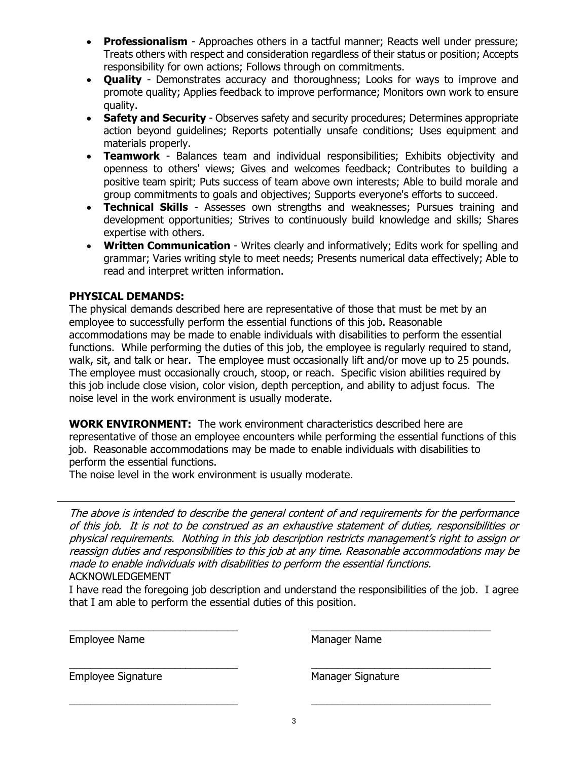- **Professionalism** - Approaches others in a tactful manner; Reacts well under pressure; Treats others with respect and consideration regardless of their status or position; Accepts responsibility for own actions; Follows through on commitments.
- **Quality** - Demonstrates accuracy and thoroughness; Looks for ways to improve and promote quality; Applies feedback to improve performance; Monitors own work to ensure quality.
- **Safety and Security** - Observes safety and security procedures; Determines appropriate action beyond guidelines; Reports potentially unsafe conditions; Uses equipment and materials properly.
- **Teamwork** - Balances team and individual responsibilities; Exhibits objectivity and openness to others' views; Gives and welcomes feedback; Contributes to building a positive team spirit; Puts success of team above own interests; Able to build morale and group commitments to goals and objectives; Supports everyone's efforts to succeed.
- **Technical Skills** - Assesses own strengths and weaknesses; Pursues training and development opportunities; Strives to continuously build knowledge and skills; Shares expertise with others.
- **Written Communication** - Writes clearly and informatively; Edits work for spelling and grammar; Varies writing style to meet needs; Presents numerical data effectively; Able to read and interpret written information.

**PHYSICAL DEMANDS:**

The physical demands described here are representative of those that must be met by an employee to successfully perform the essential functions of this job. Reasonable accommodations may be made to enable individuals with disabilities to perform the essential functions. While performing the duties of this job, the employee is regularly required to stand, walk, sit, and talk or hear. The employee must occasionally lift and/or move up to 25 pounds. The employee must occasionally crouch, stoop, or reach. Specific vision abilities required by this job include close vision, color vision, depth perception, and ability to adjust focus. The noise level in the work environment is usually moderate.

**WORK ENVIRONMENT:** The work environment characteristics described here are representative of those an employee encounters while performing the essential functions of this job. Reasonable accommodations may be made to enable individuals with disabilities to perform the essential functions.

The noise level in the work environment is usually moderate.

---

*The above is intended to describe the general content of and requirements for the performance of this job. It is not to be construed as an exhaustive statement of duties, responsibilities or physical requirements. Nothing in this job description restricts management's right to assign or reassign duties and responsibilities to this job at any time. Reasonable accommodations may be made to enable individuals with disabilities to perform the essential functions.*

ACKNOWLEDGEMENT

I have read the foregoing job description and understand the responsibilities of the job. I agree that I am able to perform the essential duties of this position.

| | |
|---|---|
| _______________________________ | _________________________________ |
| Employee Name | Manager Name |
| _______________________________ | _________________________________ |
| Employee Signature | Manager Signature |
| _______________________________ | _________________________________ |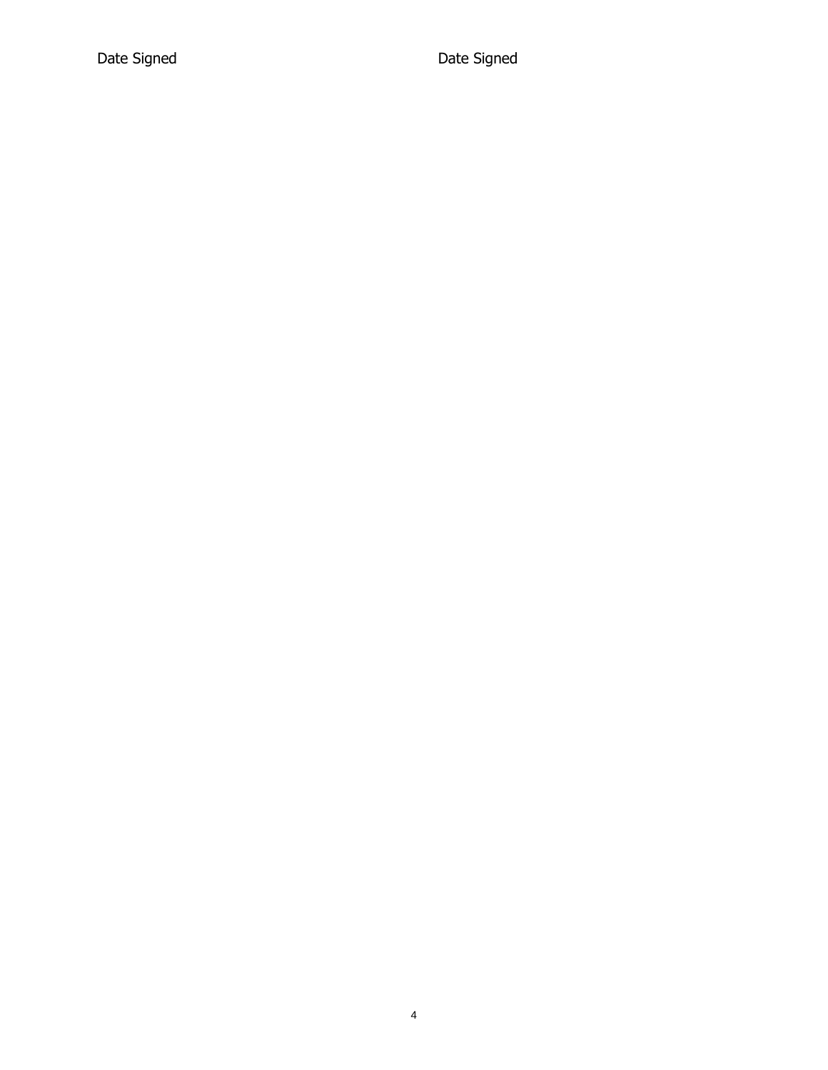Date Signed

Date Signed